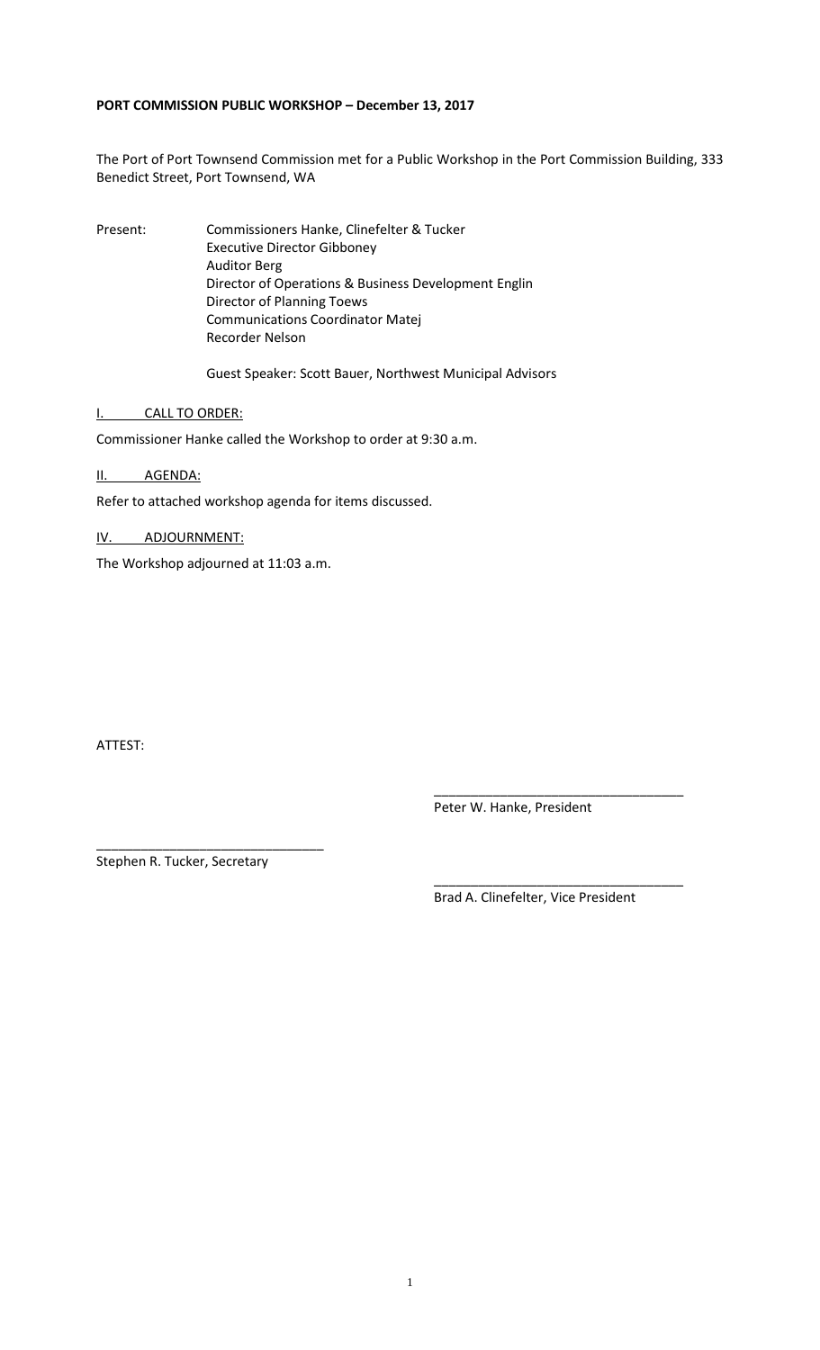**PORT COMMISSION PUBLIC WORKSHOP – December 13, 2017**

The Port of Port Townsend Commission met for a Public Workshop in the Port Commission Building, 333 Benedict Street, Port Townsend, WA

Present: Commissioners Hanke, Clinefelter & Tucker
Executive Director Gibboney
Auditor Berg
Director of Operations & Business Development Englin
Director of Planning Toews
Communications Coordinator Matej
Recorder Nelson

Guest Speaker: Scott Bauer, Northwest Municipal Advisors

I. CALL TO ORDER:

Commissioner Hanke called the Workshop to order at 9:30 a.m.

II. AGENDA:

Refer to attached workshop agenda for items discussed.

IV. ADJOURNMENT:

The Workshop adjourned at 11:03 a.m.

ATTEST:

\_\_\_\_\_\_\_\_\_\_\_\_\_\_\_\_\_\_\_\_\_\_\_\_\_\_\_\_\_\_\_\_\_\_
Peter W. Hanke, President

\_\_\_\_\_\_\_\_\_\_\_\_\_\_\_\_\_\_\_\_\_\_\_\_\_\_\_\_\_\_\_
Stephen R. Tucker, Secretary

\_\_\_\_\_\_\_\_\_\_\_\_\_\_\_\_\_\_\_\_\_\_\_\_\_\_\_\_\_\_\_\_\_\_
Brad A. Clinefelter, Vice President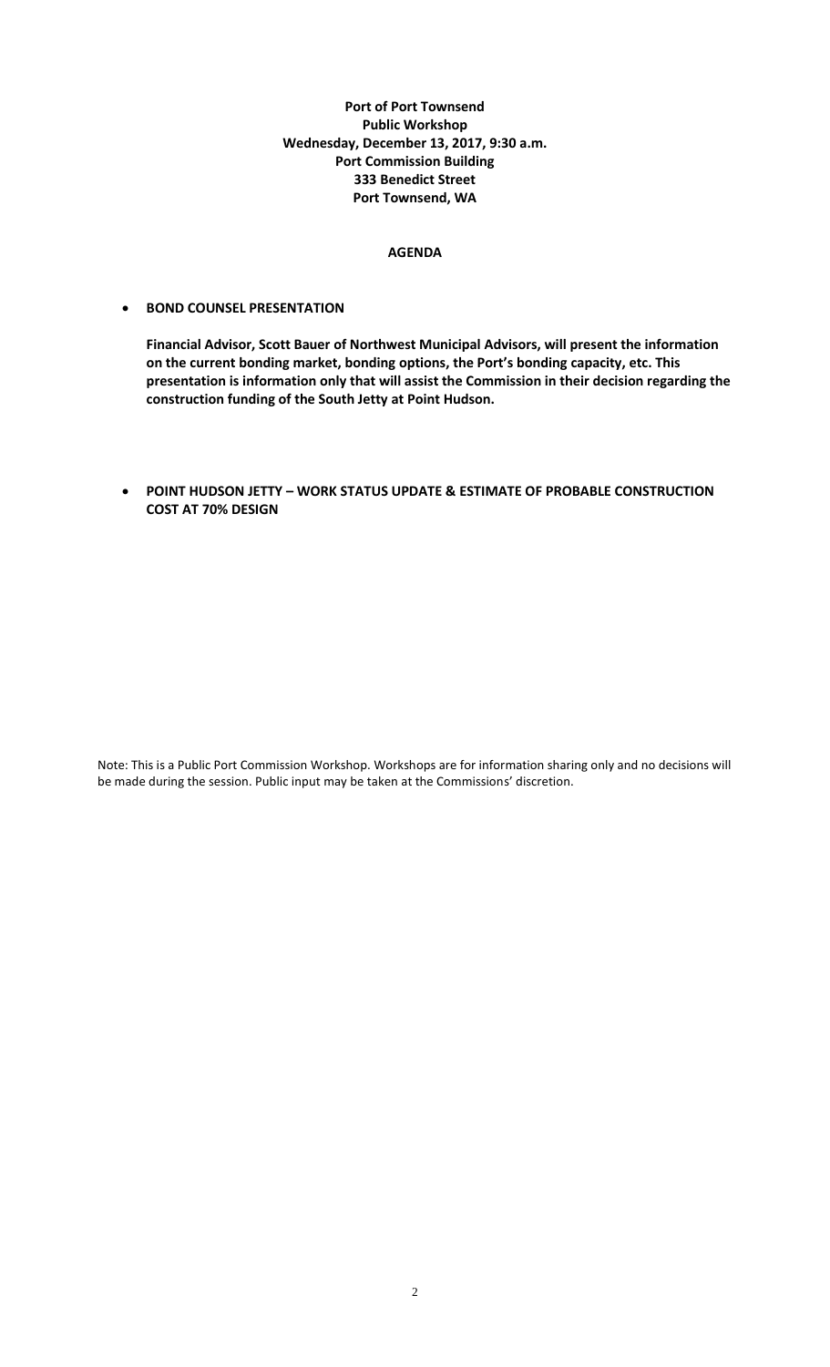**Port of Port Townsend**
**Public Workshop**
**Wednesday, December 13, 2017, 9:30 a.m.**
**Port Commission Building**
**333 Benedict Street**
**Port Townsend, WA**

**AGENDA**

- **BOND COUNSEL PRESENTATION**

  **Financial Advisor, Scott Bauer of Northwest Municipal Advisors, will present the information on the current bonding market, bonding options, the Port's bonding capacity, etc. This presentation is information only that will assist the Commission in their decision regarding the construction funding of the South Jetty at Point Hudson.**

- **POINT HUDSON JETTY – WORK STATUS UPDATE & ESTIMATE OF PROBABLE CONSTRUCTION COST AT 70% DESIGN**

Note: This is a Public Port Commission Workshop. Workshops are for information sharing only and no decisions will be made during the session. Public input may be taken at the Commissions' discretion.